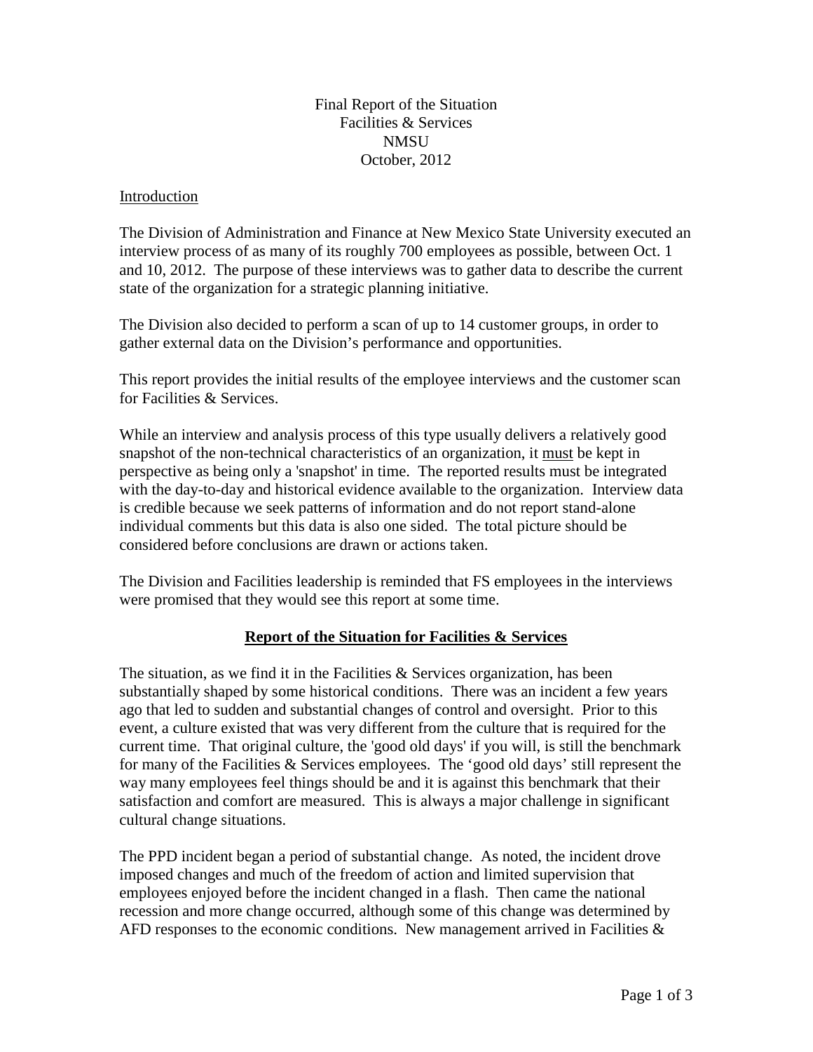# Final Report of the Situation
## Facilities & Services
## NMSU
## October, 2012

Introduction

The Division of Administration and Finance at New Mexico State University executed an interview process of as many of its roughly 700 employees as possible, between Oct. 1 and 10, 2012. The purpose of these interviews was to gather data to describe the current state of the organization for a strategic planning initiative.

The Division also decided to perform a scan of up to 14 customer groups, in order to gather external data on the Division's performance and opportunities.

This report provides the initial results of the employee interviews and the customer scan for Facilities & Services.

While an interview and analysis process of this type usually delivers a relatively good snapshot of the non-technical characteristics of an organization, it must be kept in perspective as being only a 'snapshot' in time. The reported results must be integrated with the day-to-day and historical evidence available to the organization. Interview data is credible because we seek patterns of information and do not report stand-alone individual comments but this data is also one sided. The total picture should be considered before conclusions are drawn or actions taken.

The Division and Facilities leadership is reminded that FS employees in the interviews were promised that they would see this report at some time.

## Report of the Situation for Facilities & Services

The situation, as we find it in the Facilities & Services organization, has been substantially shaped by some historical conditions. There was an incident a few years ago that led to sudden and substantial changes of control and oversight. Prior to this event, a culture existed that was very different from the culture that is required for the current time. That original culture, the 'good old days' if you will, is still the benchmark for many of the Facilities & Services employees. The 'good old days' still represent the way many employees feel things should be and it is against this benchmark that their satisfaction and comfort are measured. This is always a major challenge in significant cultural change situations.

The PPD incident began a period of substantial change. As noted, the incident drove imposed changes and much of the freedom of action and limited supervision that employees enjoyed before the incident changed in a flash. Then came the national recession and more change occurred, although some of this change was determined by AFD responses to the economic conditions. New management arrived in Facilities &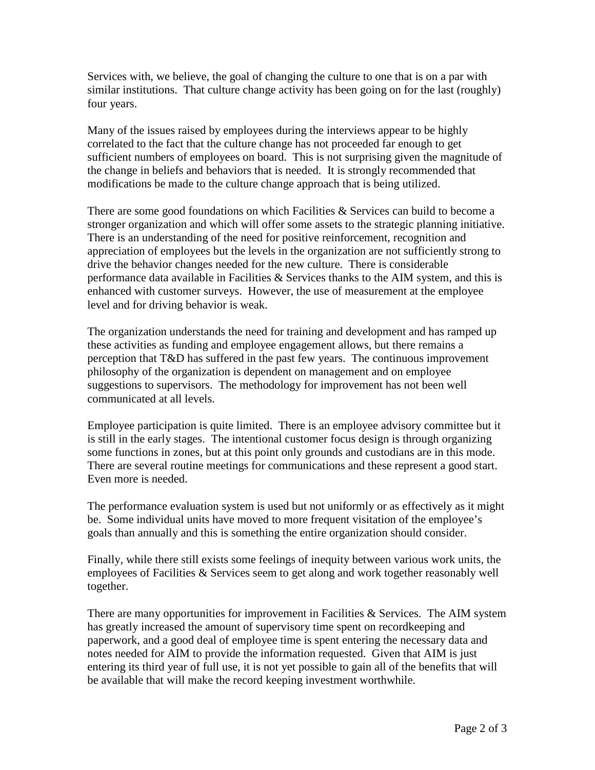Services with, we believe, the goal of changing the culture to one that is on a par with similar institutions. That culture change activity has been going on for the last (roughly) four years.

Many of the issues raised by employees during the interviews appear to be highly correlated to the fact that the culture change has not proceeded far enough to get sufficient numbers of employees on board. This is not surprising given the magnitude of the change in beliefs and behaviors that is needed. It is strongly recommended that modifications be made to the culture change approach that is being utilized.

There are some good foundations on which Facilities & Services can build to become a stronger organization and which will offer some assets to the strategic planning initiative. There is an understanding of the need for positive reinforcement, recognition and appreciation of employees but the levels in the organization are not sufficiently strong to drive the behavior changes needed for the new culture. There is considerable performance data available in Facilities & Services thanks to the AIM system, and this is enhanced with customer surveys. However, the use of measurement at the employee level and for driving behavior is weak.

The organization understands the need for training and development and has ramped up these activities as funding and employee engagement allows, but there remains a perception that T&D has suffered in the past few years. The continuous improvement philosophy of the organization is dependent on management and on employee suggestions to supervisors. The methodology for improvement has not been well communicated at all levels.

Employee participation is quite limited. There is an employee advisory committee but it is still in the early stages. The intentional customer focus design is through organizing some functions in zones, but at this point only grounds and custodians are in this mode. There are several routine meetings for communications and these represent a good start. Even more is needed.

The performance evaluation system is used but not uniformly or as effectively as it might be. Some individual units have moved to more frequent visitation of the employee's goals than annually and this is something the entire organization should consider.

Finally, while there still exists some feelings of inequity between various work units, the employees of Facilities & Services seem to get along and work together reasonably well together.

There are many opportunities for improvement in Facilities & Services. The AIM system has greatly increased the amount of supervisory time spent on recordkeeping and paperwork, and a good deal of employee time is spent entering the necessary data and notes needed for AIM to provide the information requested. Given that AIM is just entering its third year of full use, it is not yet possible to gain all of the benefits that will be available that will make the record keeping investment worthwhile.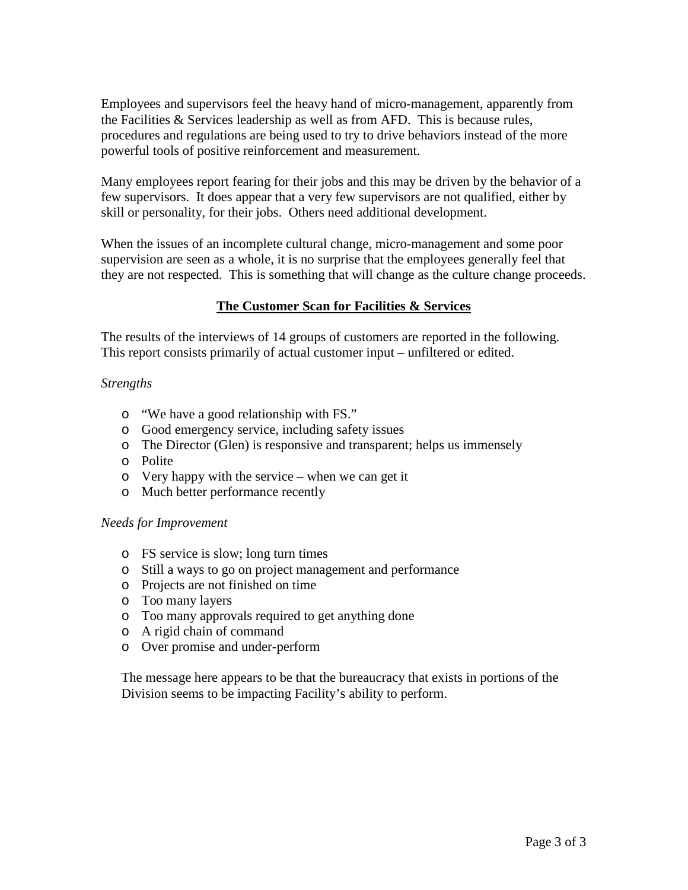Employees and supervisors feel the heavy hand of micro-management, apparently from the Facilities & Services leadership as well as from AFD. This is because rules, procedures and regulations are being used to try to drive behaviors instead of the more powerful tools of positive reinforcement and measurement.

Many employees report fearing for their jobs and this may be driven by the behavior of a few supervisors. It does appear that a very few supervisors are not qualified, either by skill or personality, for their jobs. Others need additional development.

When the issues of an incomplete cultural change, micro-management and some poor supervision are seen as a whole, it is no surprise that the employees generally feel that they are not respected. This is something that will change as the culture change proceeds.

## **The Customer Scan for Facilities & Services**

The results of the interviews of 14 groups of customers are reported in the following. This report consists primarily of actual customer input – unfiltered or edited.

*Strengths*

- "We have a good relationship with FS."
- Good emergency service, including safety issues
- The Director (Glen) is responsive and transparent; helps us immensely
- Polite
- Very happy with the service – when we can get it
- Much better performance recently

*Needs for Improvement*

- FS service is slow; long turn times
- Still a ways to go on project management and performance
- Projects are not finished on time
- Too many layers
- Too many approvals required to get anything done
- A rigid chain of command
- Over promise and under-perform

The message here appears to be that the bureaucracy that exists in portions of the Division seems to be impacting Facility's ability to perform.